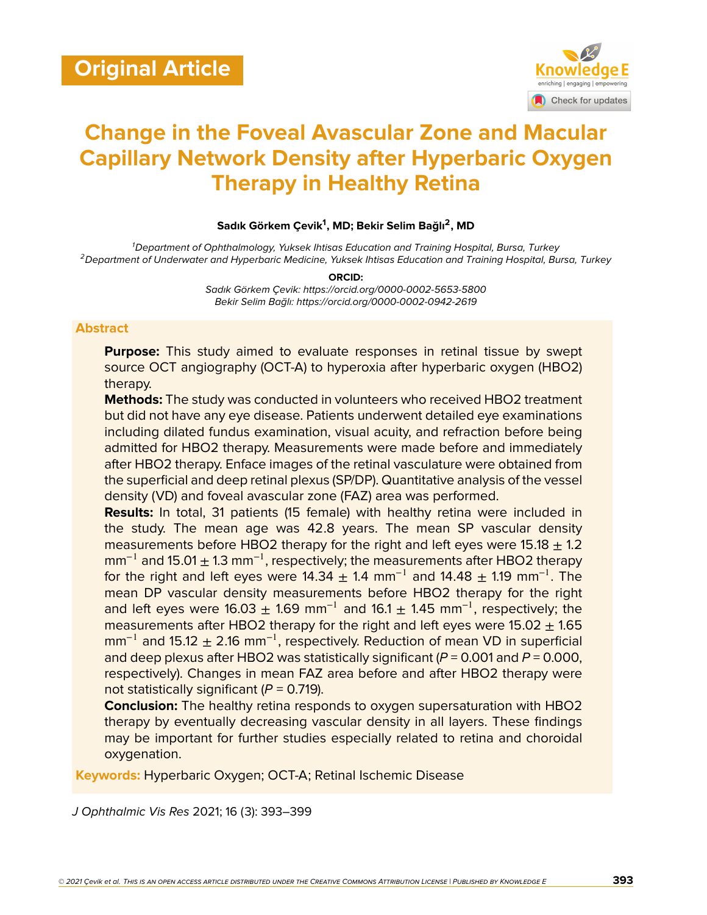Original Article

# Change in the Foveal Avascular Zone and Macular Capillary Network Density after Hyperbaric Oxygen Therapy in Healthy Retina

**Sadık Görkem Çevik[1], MD; Bekir Selim Bağlı[2], MD**

[1]*Department of Ophthalmology, Yuksek Ihtisas Education and Training Hospital, Bursa, Turkey*
[2]*Department of Underwater and Hyperbaric Medicine, Yuksek Ihtisas Education and Training Hospital, Bursa, Turkey*

**ORCID:**
*Sadık Görkem Çevik: https://orcid.org/0000-0002-5653-5800*
*Bekir Selim Bağlı: https://orcid.org/0000-0002-0942-2619*

## Abstract

**Purpose:** This study aimed to evaluate responses in retinal tissue by swept source OCT angiography (OCT-A) to hyperoxia after hyperbaric oxygen (HBO2) therapy.

**Methods:** The study was conducted in volunteers who received HBO2 treatment but did not have any eye disease. Patients underwent detailed eye examinations including dilated fundus examination, visual acuity, and refraction before being admitted for HBO2 therapy. Measurements were made before and immediately after HBO2 therapy. Enface images of the retinal vasculature were obtained from the superficial and deep retinal plexus (SP/DP). Quantitative analysis of the vessel density (VD) and foveal avascular zone (FAZ) area was performed.

**Results:** In total, 31 patients (15 female) with healthy retina were included in the study. The mean age was 42.8 years. The mean SP vascular density measurements before HBO2 therapy for the right and left eyes were $15.18 \pm 1.2$ mm$^{-1}$ and $15.01 \pm 1.3$ mm$^{-1}$, respectively; the measurements after HBO2 therapy for the right and left eyes were $14.34 \pm 1.4$ mm$^{-1}$ and $14.48 \pm 1.19$ mm$^{-1}$. The mean DP vascular density measurements before HBO2 therapy for the right and left eyes were $16.03 \pm 1.69$ mm$^{-1}$ and $16.1 \pm 1.45$ mm$^{-1}$, respectively; the measurements after HBO2 therapy for the right and left eyes were $15.02 \pm 1.65$ mm$^{-1}$ and $15.12 \pm 2.16$ mm$^{-1}$, respectively. Reduction of mean VD in superficial and deep plexus after HBO2 was statistically significant ($P = 0.001$ and $P = 0.000$, respectively). Changes in mean FAZ area before and after HBO2 therapy were not statistically significant ($P = 0.719$).

**Conclusion:** The healthy retina responds to oxygen supersaturation with HBO2 therapy by eventually decreasing vascular density in all layers. These findings may be important for further studies especially related to retina and choroidal oxygenation.

**Keywords:** Hyperbaric Oxygen; OCT-A; Retinal Ischemic Disease

*J Ophthalmic Vis Res* 2021; 16 (3): 393–399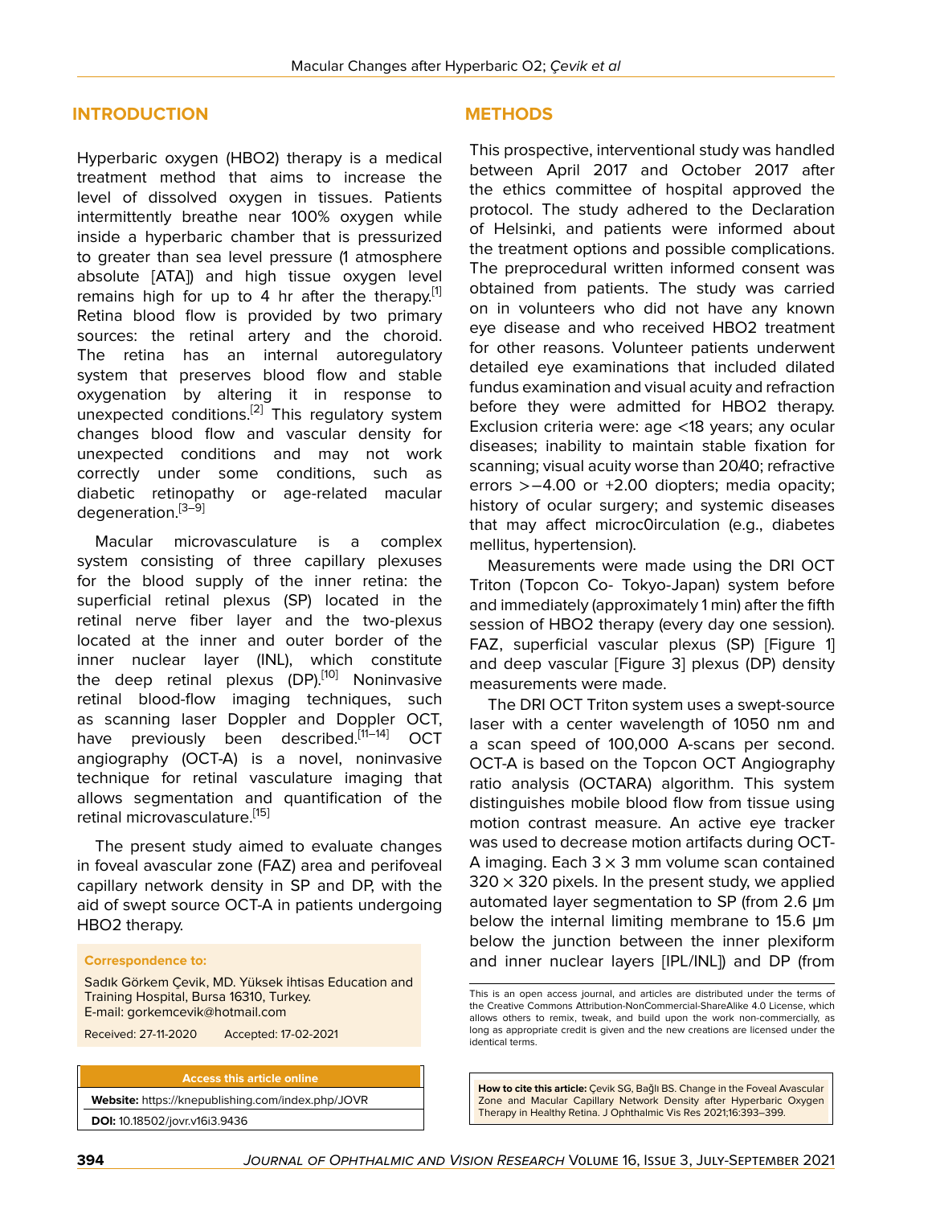## INTRODUCTION

Hyperbaric oxygen (HBO2) therapy is a medical treatment method that aims to increase the level of dissolved oxygen in tissues. Patients intermittently breathe near 100% oxygen while inside a hyperbaric chamber that is pressurized to greater than sea level pressure (1 atmosphere absolute [ATA]) and high tissue oxygen level remains high for up to 4 hr after the therapy.[1] Retina blood flow is provided by two primary sources: the retinal artery and the choroid. The retina has an internal autoregulatory system that preserves blood flow and stable oxygenation by altering it in response to unexpected conditions.[2] This regulatory system changes blood flow and vascular density for unexpected conditions and may not work correctly under some conditions, such as diabetic retinopathy or age-related macular degeneration.[3–9]

Macular microvasculature is a complex system consisting of three capillary plexuses for the blood supply of the inner retina: the superficial retinal plexus (SP) located in the retinal nerve fiber layer and the two-plexus located at the inner and outer border of the inner nuclear layer (INL), which constitute the deep retinal plexus (DP).[10] Noninvasive retinal blood-flow imaging techniques, such as scanning laser Doppler and Doppler OCT, have previously been described.[11–14] OCT angiography (OCT-A) is a novel, noninvasive technique for retinal vasculature imaging that allows segmentation and quantification of the retinal microvasculature.[15]

The present study aimed to evaluate changes in foveal avascular zone (FAZ) area and perifoveal capillary network density in SP and DP, with the aid of swept source OCT-A in patients undergoing HBO2 therapy.

**Correspondence to:**

Sadık Görkem Çevik, MD. Yüksek ihtisas Education and Training Hospital, Bursa 16310, Turkey.
E-mail: gorkemcevik@hotmail.com

Received: 27-11-2020 Accepted: 17-02-2021

| Access this article online |
| --- |
| **Website:** https://knepublishing.com/index.php/JOVR |
| **DOI:** 10.18502/jovr.v16i3.9436 |

## METHODS

This prospective, interventional study was handled between April 2017 and October 2017 after the ethics committee of hospital approved the protocol. The study adhered to the Declaration of Helsinki, and patients were informed about the treatment options and possible complications. The preprocedural written informed consent was obtained from patients. The study was carried on in volunteers who did not have any known eye disease and who received HBO2 treatment for other reasons. Volunteer patients underwent detailed eye examinations that included dilated fundus examination and visual acuity and refraction before they were admitted for HBO2 therapy. Exclusion criteria were: age <18 years; any ocular diseases; inability to maintain stable fixation for scanning; visual acuity worse than 20/40; refractive errors >–4.00 or +2.00 diopters; media opacity; history of ocular surgery; and systemic diseases that may affect microc0irculation (e.g., diabetes mellitus, hypertension).

Measurements were made using the DRI OCT Triton (Topcon Co- Tokyo-Japan) system before and immediately (approximately 1 min) after the fifth session of HBO2 therapy (every day one session). FAZ, superficial vascular plexus (SP) [Figure 1] and deep vascular [Figure 3] plexus (DP) density measurements were made.

The DRI OCT Triton system uses a swept-source laser with a center wavelength of 1050 nm and a scan speed of 100,000 A-scans per second. OCT-A is based on the Topcon OCT Angiography ratio analysis (OCTARA) algorithm. This system distinguishes mobile blood flow from tissue using motion contrast measure. An active eye tracker was used to decrease motion artifacts during OCT-A imaging. Each 3 × 3 mm volume scan contained 320 × 320 pixels. In the present study, we applied automated layer segmentation to SP (from 2.6 μm below the internal limiting membrane to 15.6 μm below the junction between the inner plexiform and inner nuclear layers [IPL/INL]) and DP (from

This is an open access journal, and articles are distributed under the terms of the Creative Commons Attribution-NonCommercial-ShareAlike 4.0 License, which allows others to remix, tweak, and build upon the work non-commercially, as long as appropriate credit is given and the new creations are licensed under the identical terms.

**How to cite this article:** Çevik SG, Bağlı BS. Change in the Foveal Avascular Zone and Macular Capillary Network Density after Hyperbaric Oxygen Therapy in Healthy Retina. J Ophthalmic Vis Res 2021;16:393–399.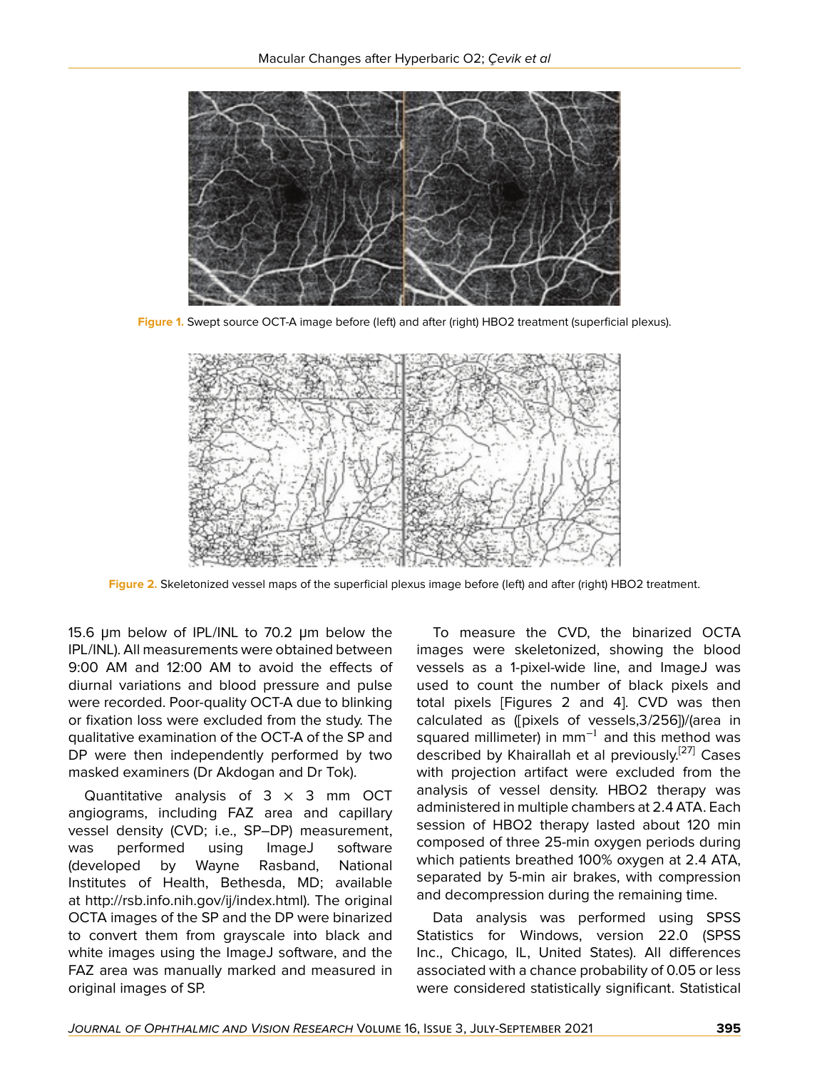Figure 1. Swept source OCT-A image before (left) and after (right) HBO2 treatment (superficial plexus).

Figure 2. Skeletonized vessel maps of the superficial plexus image before (left) and after (right) HBO2 treatment.

15.6 μm below of IPL/INL to 70.2 μm below the IPL/INL). All measurements were obtained between 9:00 AM and 12:00 AM to avoid the effects of diurnal variations and blood pressure and pulse were recorded. Poor-quality OCT-A due to blinking or fixation loss were excluded from the study. The qualitative examination of the OCT-A of the SP and DP were then independently performed by two masked examiners (Dr Akdogan and Dr Tok).

Quantitative analysis of 3 × 3 mm OCT angiograms, including FAZ area and capillary vessel density (CVD; i.e., SP–DP) measurement, was performed using ImageJ software (developed by Wayne Rasband, National Institutes of Health, Bethesda, MD; available at http://rsb.info.nih.gov/ij/index.html). The original OCTA images of the SP and the DP were binarized to convert them from grayscale into black and white images using the ImageJ software, and the FAZ area was manually marked and measured in original images of SP.

To measure the CVD, the binarized OCTA images were skeletonized, showing the blood vessels as a 1-pixel-wide line, and ImageJ was used to count the number of black pixels and total pixels [Figures 2 and 4]. CVD was then calculated as ([pixels of vessels,3/256])/(area in squared millimeter) in $mm^{-1}$ and this method was described by Khairallah et al previously.[27] Cases with projection artifact were excluded from the analysis of vessel density. HBO2 therapy was administered in multiple chambers at 2.4 ATA. Each session of HBO2 therapy lasted about 120 min composed of three 25-min oxygen periods during which patients breathed 100% oxygen at 2.4 ATA, separated by 5-min air brakes, with compression and decompression during the remaining time.

Data analysis was performed using SPSS Statistics for Windows, version 22.0 (SPSS Inc., Chicago, IL, United States). All differences associated with a chance probability of 0.05 or less were considered statistically significant. Statistical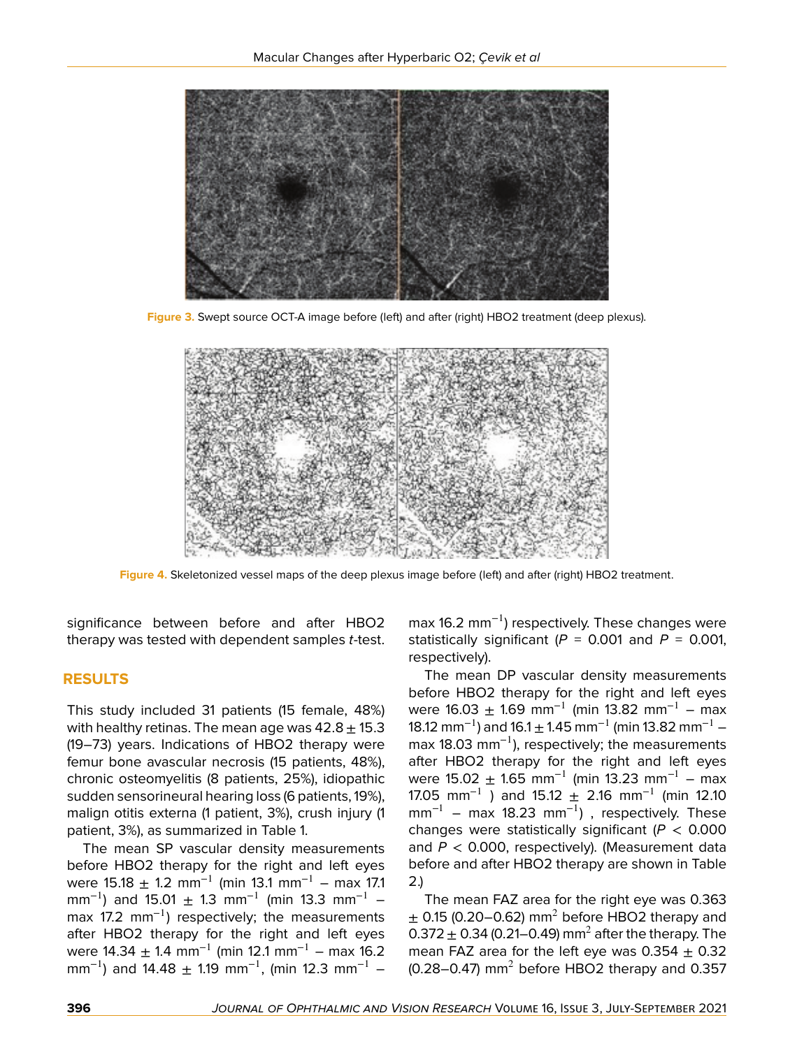Figure 3. Swept source OCT-A image before (left) and after (right) HBO2 treatment (deep plexus).

Figure 4. Skeletonized vessel maps of the deep plexus image before (left) and after (right) HBO2 treatment.

significance between before and after HBO2 therapy was tested with dependent samples *t*-test.

## RESULTS

This study included 31 patients (15 female, 48%) with healthy retinas. The mean age was 42.8 ± 15.3 (19–73) years. Indications of HBO2 therapy were femur bone avascular necrosis (15 patients, 48%), chronic osteomyelitis (8 patients, 25%), idiopathic sudden sensorineural hearing loss (6 patients, 19%), malign otitis externa (1 patient, 3%), crush injury (1 patient, 3%), as summarized in Table 1.

The mean SP vascular density measurements before HBO2 therapy for the right and left eyes were 15.18 ± 1.2 $mm^{-1}$ (min 13.1 $mm^{-1}$ – max 17.1 $mm^{-1}$) and 15.01 ± 1.3 $mm^{-1}$ (min 13.3 $mm^{-1}$ – max 17.2 $mm^{-1}$) respectively; the measurements after HBO2 therapy for the right and left eyes were 14.34 ± 1.4 $mm^{-1}$ (min 12.1 $mm^{-1}$ – max 16.2 $mm^{-1}$) and 14.48 ± 1.19 $mm^{-1}$, (min 12.3 $mm^{-1}$ – max 16.2 $mm^{-1}$) respectively. These changes were statistically significant ($P$ = 0.001 and $P$ = 0.001, respectively).

The mean DP vascular density measurements before HBO2 therapy for the right and left eyes were 16.03 ± 1.69 $mm^{-1}$ (min 13.82 $mm^{-1}$ – max 18.12 $mm^{-1}$) and 16.1 ± 1.45 $mm^{-1}$ (min 13.82 $mm^{-1}$ – max 18.03 $mm^{-1}$), respectively; the measurements after HBO2 therapy for the right and left eyes were 15.02 ± 1.65 $mm^{-1}$ (min 13.23 $mm^{-1}$ – max 17.05 $mm^{-1}$ ) and 15.12 ± 2.16 $mm^{-1}$ (min 12.10 $mm^{-1}$ – max 18.23 $mm^{-1}$) , respectively. These changes were statistically significant ($P$ < 0.000 and $P$ < 0.000, respectively). (Measurement data before and after HBO2 therapy are shown in Table 2.)

The mean FAZ area for the right eye was 0.363 ± 0.15 (0.20–0.62) $mm^2$ before HBO2 therapy and 0.372 ± 0.34 (0.21–0.49) $mm^2$ after the therapy. The mean FAZ area for the left eye was 0.354 ± 0.32 (0.28–0.47) $mm^2$ before HBO2 therapy and 0.357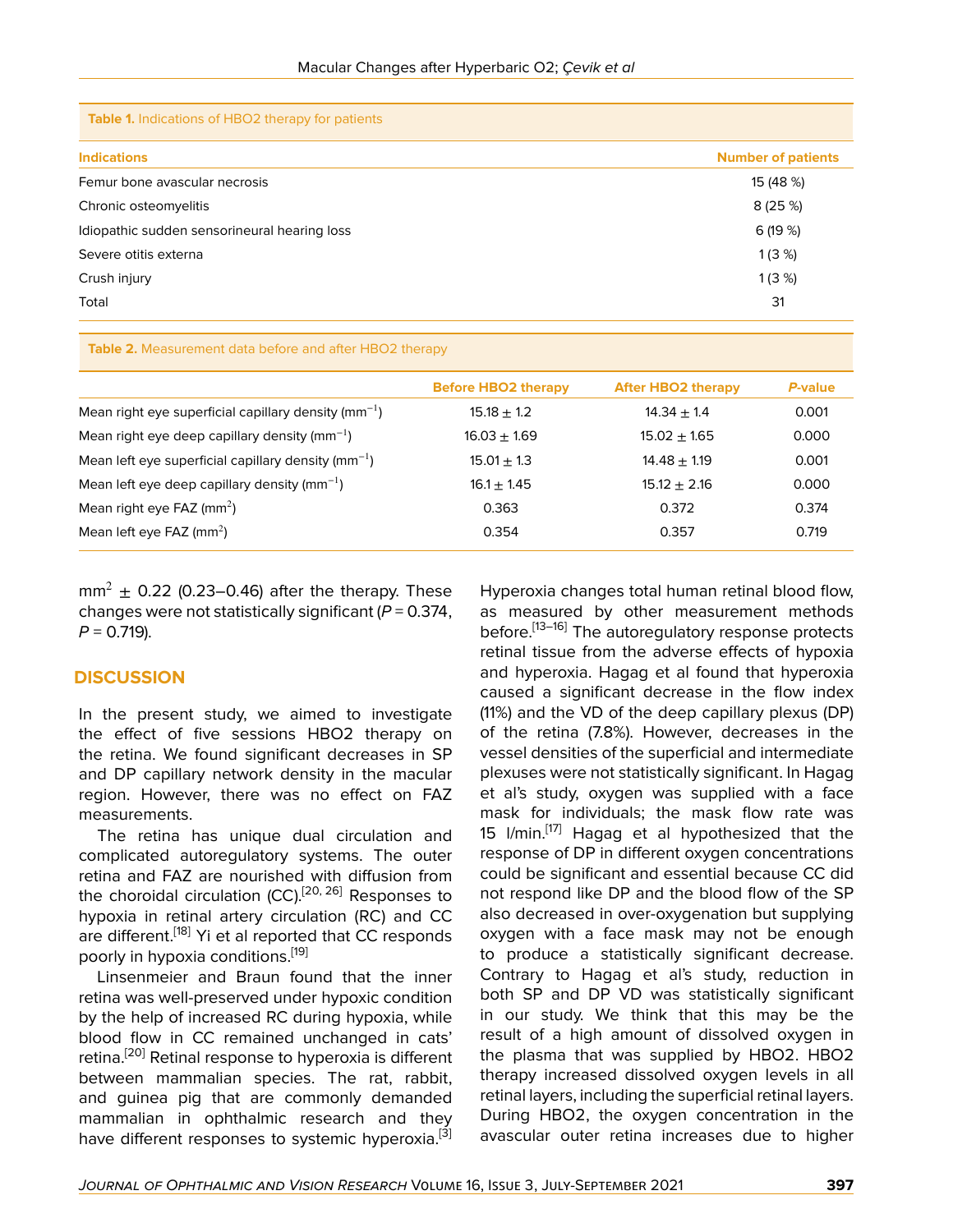**Table 1.** Indications of HBO2 therapy for patients

| Indications | Number of patients |
|---|---|
| Femur bone avascular necrosis | 15 (48 %) |
| Chronic osteomyelitis | 8 (25 %) |
| Idiopathic sudden sensorineural hearing loss | 6 (19 %) |
| Severe otitis externa | 1 (3 %) |
| Crush injury | 1 (3 %) |
| Total | 31 |

**Table 2.** Measurement data before and after HBO2 therapy

| | Before HBO2 therapy | After HBO2 therapy | *P*-value |
|---|---|---|---|
| Mean right eye superficial capillary density ($mm^{-1}$) | 15.18 ± 1.2 | 14.34 ± 1.4 | 0.001 |
| Mean right eye deep capillary density ($mm^{-1}$) | 16.03 ± 1.69 | 15.02 ± 1.65 | 0.000 |
| Mean left eye superficial capillary density ($mm^{-1}$) | 15.01 ± 1.3 | 14.48 ± 1.19 | 0.001 |
| Mean left eye deep capillary density ($mm^{-1}$) | 16.1 ± 1.45 | 15.12 ± 2.16 | 0.000 |
| Mean right eye FAZ ($mm^2$) | 0.363 | 0.372 | 0.374 |
| Mean left eye FAZ ($mm^2$) | 0.354 | 0.357 | 0.719 |

$mm^2$ ± 0.22 (0.23–0.46) after the therapy. These changes were not statistically significant ($P = 0.374$, $P = 0.719$).

## DISCUSSION

In the present study, we aimed to investigate the effect of five sessions HBO2 therapy on the retina. We found significant decreases in SP and DP capillary network density in the macular region. However, there was no effect on FAZ measurements.

The retina has unique dual circulation and complicated autoregulatory systems. The outer retina and FAZ are nourished with diffusion from the choroidal circulation (CC).[20, 26] Responses to hypoxia in retinal artery circulation (RC) and CC are different.[18] Yi et al reported that CC responds poorly in hypoxia conditions.[19]

Linsenmeier and Braun found that the inner retina was well-preserved under hypoxic condition by the help of increased RC during hypoxia, while blood flow in CC remained unchanged in cats' retina.[20] Retinal response to hyperoxia is different between mammalian species. The rat, rabbit, and guinea pig that are commonly demanded mammalian in ophthalmic research and they have different responses to systemic hyperoxia.[3] Hyperoxia changes total human retinal blood flow, as measured by other measurement methods before.[13–16] The autoregulatory response protects retinal tissue from the adverse effects of hypoxia and hyperoxia. Hagag et al found that hyperoxia caused a significant decrease in the flow index (11%) and the VD of the deep capillary plexus (DP) of the retina (7.8%). However, decreases in the vessel densities of the superficial and intermediate plexuses were not statistically significant. In Hagag et al's study, oxygen was supplied with a face mask for individuals; the mask flow rate was 15 l/min.[17] Hagag et al hypothesized that the response of DP in different oxygen concentrations could be significant and essential because CC did not respond like DP and the blood flow of the SP also decreased in over-oxygenation but supplying oxygen with a face mask may not be enough to produce a statistically significant decrease. Contrary to Hagag et al's study, reduction in both SP and DP VD was statistically significant in our study. We think that this may be the result of a high amount of dissolved oxygen in the plasma that was supplied by HBO2. HBO2 therapy increased dissolved oxygen levels in all retinal layers, including the superficial retinal layers. During HBO2, the oxygen concentration in the avascular outer retina increases due to higher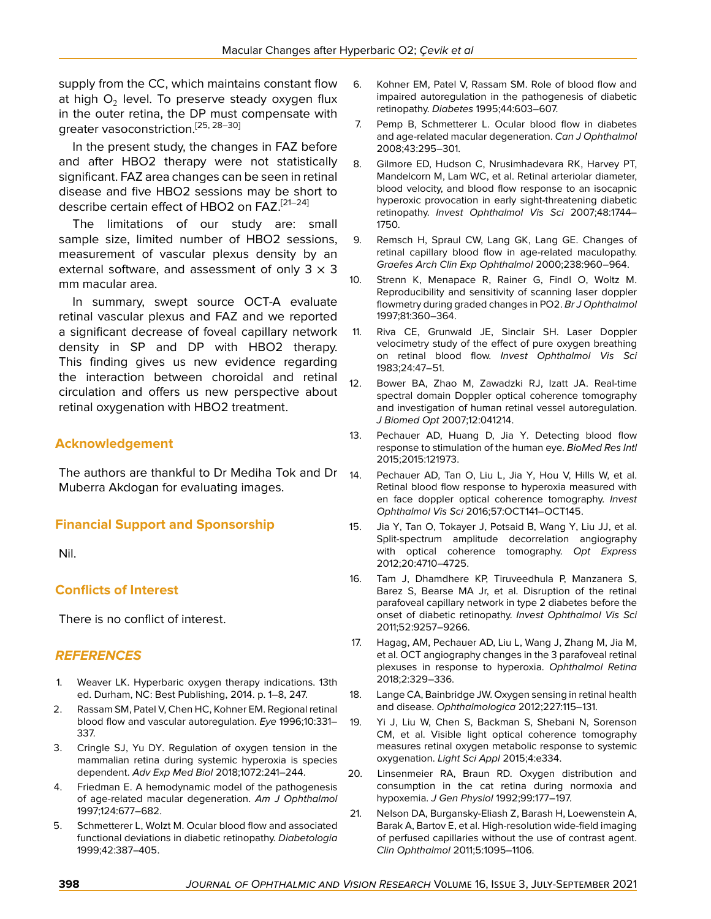supply from the CC, which maintains constant flow at high $O_2$ level. To preserve steady oxygen flux in the outer retina, the DP must compensate with greater vasoconstriction.[25, 28–30]

In the present study, the changes in FAZ before and after HBO2 therapy were not statistically significant. FAZ area changes can be seen in retinal disease and five HBO2 sessions may be short to describe certain effect of HBO2 on FAZ.[21–24]

The limitations of our study are: small sample size, limited number of HBO2 sessions, measurement of vascular plexus density by an external software, and assessment of only 3 × 3 mm macular area.

In summary, swept source OCT-A evaluate retinal vascular plexus and FAZ and we reported a significant decrease of foveal capillary network density in SP and DP with HBO2 therapy. This finding gives us new evidence regarding the interaction between choroidal and retinal circulation and offers us new perspective about retinal oxygenation with HBO2 treatment.

## Acknowledgement

The authors are thankful to Dr Mediha Tok and Dr Muberra Akdogan for evaluating images.

## Financial Support and Sponsorship

Nil.

## Conflicts of Interest

There is no conflict of interest.

## *REFERENCES*

1. Weaver LK. Hyperbaric oxygen therapy indications. 13th ed. Durham, NC: Best Publishing, 2014. p. 1–8, 247.
2. Rassam SM, Patel V, Chen HC, Kohner EM. Regional retinal blood flow and vascular autoregulation. *Eye* 1996;10:331–337.
3. Cringle SJ, Yu DY. Regulation of oxygen tension in the mammalian retina during systemic hyperoxia is species dependent. *Adv Exp Med Biol* 2018;1072:241–244.
4. Friedman E. A hemodynamic model of the pathogenesis of age-related macular degeneration. *Am J Ophthalmol* 1997;124:677–682.
5. Schmetterer L, Wolzt M. Ocular blood flow and associated functional deviations in diabetic retinopathy. *Diabetologia* 1999;42:387–405.
6. Kohner EM, Patel V, Rassam SM. Role of blood flow and impaired autoregulation in the pathogenesis of diabetic retinopathy. *Diabetes* 1995;44:603–607.
7. Pemp B, Schmetterer L. Ocular blood flow in diabetes and age-related macular degeneration. *Can J Ophthalmol* 2008;43:295–301.
8. Gilmore ED, Hudson C, Nrusimhadevara RK, Harvey PT, Mandelcorn M, Lam WC, et al. Retinal arteriolar diameter, blood velocity, and blood flow response to an isocapnic hyperoxic provocation in early sight-threatening diabetic retinopathy. *Invest Ophthalmol Vis Sci* 2007;48:1744–1750.
9. Remsch H, Spraul CW, Lang GK, Lang GE. Changes of retinal capillary blood flow in age-related maculopathy. *Graefes Arch Clin Exp Ophthalmol* 2000;238:960–964.
10. Strenn K, Menapace R, Rainer G, Findl O, Woltz M. Reproducibility and sensitivity of scanning laser doppler flowmetry during graded changes in PO2. *Br J Ophthalmol* 1997;81:360–364.
11. Riva CE, Grunwald JE, Sinclair SH. Laser Doppler velocimetry study of the effect of pure oxygen breathing on retinal blood flow. *Invest Ophthalmol Vis Sci* 1983;24:47–51.
12. Bower BA, Zhao M, Zawadzki RJ, Izatt JA. Real-time spectral domain Doppler optical coherence tomography and investigation of human retinal vessel autoregulation. *J Biomed Opt* 2007;12:041214.
13. Pechauer AD, Huang D, Jia Y. Detecting blood flow response to stimulation of the human eye. *BioMed Res Intl* 2015;2015:121973.
14. Pechauer AD, Tan O, Liu L, Jia Y, Hou V, Hills W, et al. Retinal blood flow response to hyperoxia measured with en face doppler optical coherence tomography. *Invest Ophthalmol Vis Sci* 2016;57:OCT141–OCT145.
15. Jia Y, Tan O, Tokayer J, Potsaid B, Wang Y, Liu JJ, et al. Split-spectrum amplitude decorrelation angiography with optical coherence tomography. *Opt Express* 2012;20:4710–4725.
16. Tam J, Dhamdhere KP, Tiruveedhula P, Manzanera S, Barez S, Bearse MA Jr, et al. Disruption of the retinal parafoveal capillary network in type 2 diabetes before the onset of diabetic retinopathy. *Invest Ophthalmol Vis Sci* 2011;52:9257–9266.
17. Hagag, AM, Pechauer AD, Liu L, Wang J, Zhang M, Jia M, et al. OCT angiography changes in the 3 parafoveal retinal plexuses in response to hyperoxia. *Ophthalmol Retina* 2018;2:329–336.
18. Lange CA, Bainbridge JW. Oxygen sensing in retinal health and disease. *Ophthalmologica* 2012;227:115–131.
19. Yi J, Liu W, Chen S, Backman S, Shebani N, Sorenson CM, et al. Visible light optical coherence tomography measures retinal oxygen metabolic response to systemic oxygenation. *Light Sci Appl* 2015;4:e334.
20. Linsenmeier RA, Braun RD. Oxygen distribution and consumption in the cat retina during normoxia and hypoxemia. *J Gen Physiol* 1992;99:177–197.
21. Nelson DA, Burgansky-Eliash Z, Barash H, Loewenstein A, Barak A, Bartov E, et al. High-resolution wide-field imaging of perfused capillaries without the use of contrast agent. *Clin Ophthalmol* 2011;5:1095–1106.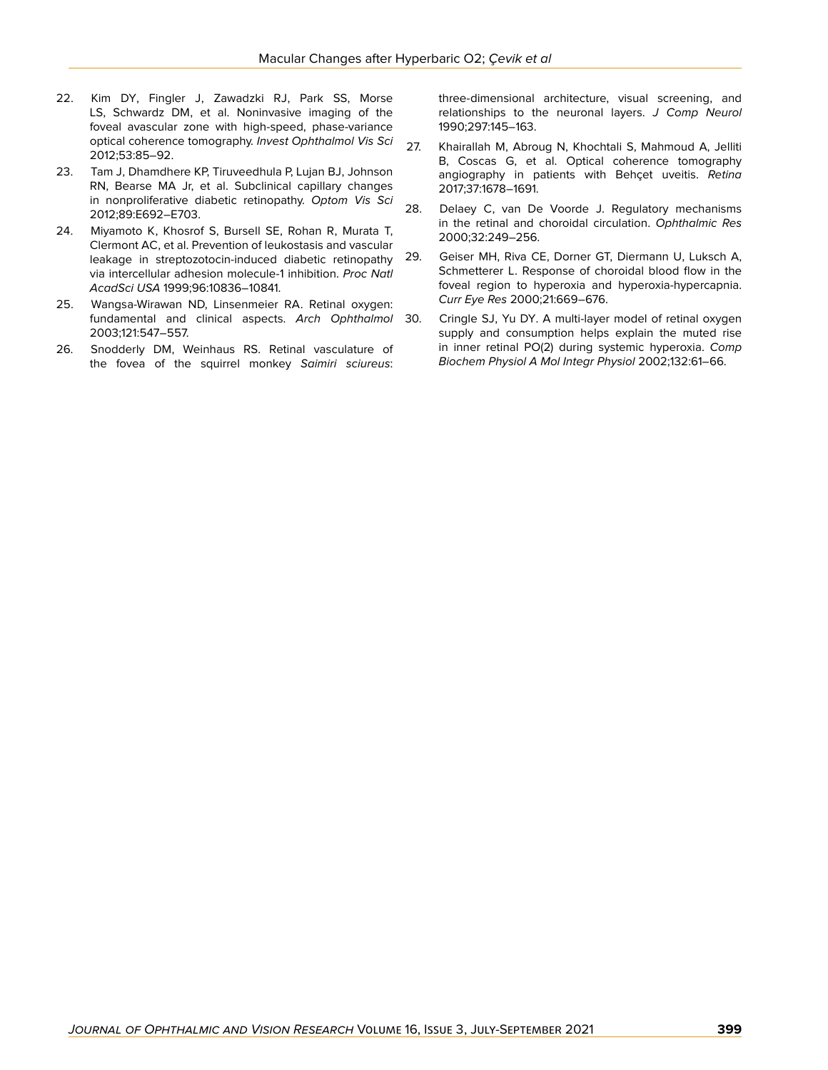22. Kim DY, Fingler J, Zawadzki RJ, Park SS, Morse LS, Schwardz DM, et al. Noninvasive imaging of the foveal avascular zone with high-speed, phase-variance optical coherence tomography. *Invest Ophthalmol Vis Sci* 2012;53:85–92.
23. Tam J, Dhamdhere KP, Tiruveedhula P, Lujan BJ, Johnson RN, Bearse MA Jr, et al. Subclinical capillary changes in nonproliferative diabetic retinopathy. *Optom Vis Sci* 2012;89:E692–E703.
24. Miyamoto K, Khosrof S, Bursell SE, Rohan R, Murata T, Clermont AC, et al. Prevention of leukostasis and vascular leakage in streptozotocin-induced diabetic retinopathy via intercellular adhesion molecule-1 inhibition. *Proc Natl AcadSci USA* 1999;96:10836–10841.
25. Wangsa-Wirawan ND, Linsenmeier RA. Retinal oxygen: fundamental and clinical aspects. *Arch Ophthalmol* 2003;121:547–557.
26. Snodderly DM, Weinhaus RS. Retinal vasculature of the fovea of the squirrel monkey *Saimiri sciureus*: three-dimensional architecture, visual screening, and relationships to the neuronal layers. *J Comp Neurol* 1990;297:145–163.
27. Khairallah M, Abroug N, Khochtali S, Mahmoud A, Jelliti B, Coscas G, et al. Optical coherence tomography angiography in patients with Behçet uveitis. *Retina* 2017;37:1678–1691.
28. Delaey C, van De Voorde J. Regulatory mechanisms in the retinal and choroidal circulation. *Ophthalmic Res* 2000;32:249–256.
29. Geiser MH, Riva CE, Dorner GT, Diermann U, Luksch A, Schmetterer L. Response of choroidal blood flow in the foveal region to hyperoxia and hyperoxia-hypercapnia. *Curr Eye Res* 2000;21:669–676.
30. Cringle SJ, Yu DY. A multi-layer model of retinal oxygen supply and consumption helps explain the muted rise in inner retinal PO(2) during systemic hyperoxia. *Comp Biochem Physiol A Mol Integr Physiol* 2002;132:61–66.